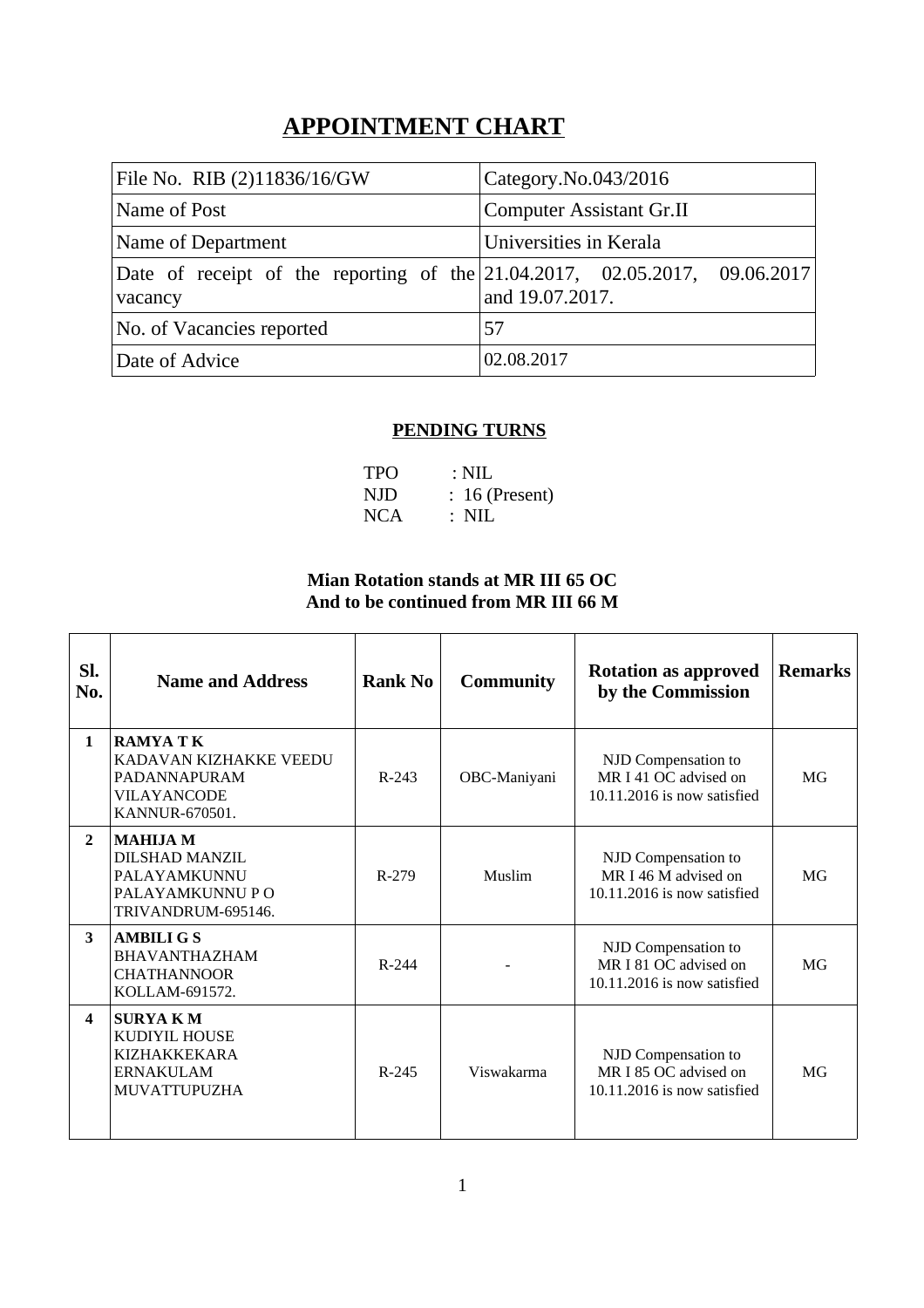# APPOINTMENT CHART

| File No. RIB (2)11836/16/GW | Category.No.043/2016 |
|---|---|
| Name of Post | Computer Assistant Gr.II |
| Name of Department | Universities in Kerala |
| Date of receipt of the reporting of the vacancy | 21.04.2017, 02.05.2017, 09.06.2017 and 19.07.2017. |
| No. of Vacancies reported | 57 |
| Date of Advice | 02.08.2017 |

## PENDING TURNS

TPO : NIL
NJD : 16 (Present)
NCA : NIL

**Mian Rotation stands at MR III 65 OC**
**And to be continued from MR III 66 M**

| Sl. No. | Name and Address | Rank No | Community | Rotation as approved by the Commission | Remarks |
|---|---|---|---|---|---|
| 1 | **RAMYA T K** KADAVAN KIZHAKKE VEEDU PADANNAPURAM VILAYANCODE KANNUR-670501. | R-243 | OBC-Maniyani | NJD Compensation to MR I 41 OC advised on 10.11.2016 is now satisfied | MG |
| 2 | **MAHIJA M** DILSHAD MANZIL PALAYAMKUNNU PALAYAMKUNNU P O TRIVANDRUM-695146. | R-279 | Muslim | NJD Compensation to MR I 46 M advised on 10.11.2016 is now satisfied | MG |
| 3 | **AMBILI G S** BHAVANTHAZHAM CHATHANNOOR KOLLAM-691572. | R-244 | - | NJD Compensation to MR I 81 OC advised on 10.11.2016 is now satisfied | MG |
| 4 | **SURYA K M** KUDIYIL HOUSE KIZHAKKEKARA ERNAKULAM MUVATTUPUZHA | R-245 | Viswakarma | NJD Compensation to MR I 85 OC advised on 10.11.2016 is now satisfied | MG |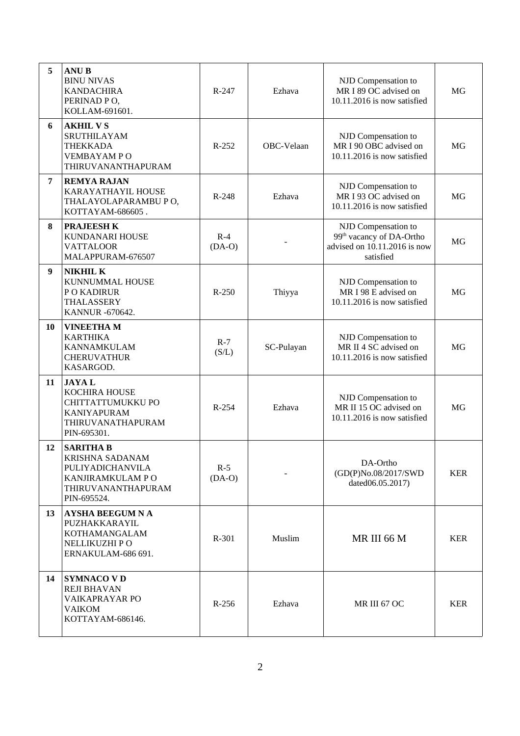| 5 | **ANU B**<br>BINU NIVAS<br>KANDACHIRA<br>PERINAD P O,<br>KOLLAM-691601. | R-247 | Ezhava | NJD Compensation to MR I 89 OC advised on 10.11.2016 is now satisfied | MG |
|---|---|---|---|---|---|
| 6 | **AKHIL V S**<br>SRUTHILAYAM<br>THEKKADA<br>VEMBAYAM P O<br>THIRUVANANTHAPURAM | R-252 | OBC-Velaan | NJD Compensation to MR I 90 OBC advised on 10.11.2016 is now satisfied | MG |
| 7 | **REMYA RAJAN**<br>KARAYATHAYIL HOUSE<br>THALAYOLAPARAMBU P O,<br>KOTTAYAM-686605 . | R-248 | Ezhava | NJD Compensation to MR I 93 OC advised on 10.11.2016 is now satisfied | MG |
| 8 | **PRAJEESH K**<br>KUNDANARI HOUSE<br>VATTALOOR<br>MALAPPURAM-676507 | R-4 (DA-O) | - | NJD Compensation to 99th vacancy of DA-Ortho advised on 10.11.2016 is now satisfied | MG |
| 9 | **NIKHIL K**<br>KUNNUMMAL HOUSE<br>P O KADIRUR<br>THALASSERY<br>KANNUR -670642. | R-250 | Thiyya | NJD Compensation to MR I 98 E advised on 10.11.2016 is now satisfied | MG |
| 10 | **VINEETHA M**<br>KARTHIKA<br>KANNAMKULAM<br>CHERUVATHUR<br>KASARGOD. | R-7 (S/L) | SC-Pulayan | NJD Compensation to MR II 4 SC advised on 10.11.2016 is now satisfied | MG |
| 11 | **JAYA L**<br>KOCHIRA HOUSE<br>CHITTATTUMUKKU PO<br>KANIYAPURAM<br>THIRUVANATHAPURAM<br>PIN-695301. | R-254 | Ezhava | NJD Compensation to MR II 15 OC advised on 10.11.2016 is now satisfied | MG |
| 12 | **SARITHA B**<br>KRISHNA SADANAM<br>PULIYADICHANVILA<br>KANJIRAMKULAM P O<br>THIRUVANANTHAPURAM<br>PIN-695524. | R-5 (DA-O) | - | DA-Ortho (GD(P)No.08/2017/SWD dated06.05.2017) | KER |
| 13 | **AYSHA BEEGUM N A**<br>PUZHAKKARAYIL<br>KOTHAMANGALAM<br>NELLIKUZHI P O<br>ERNAKULAM-686 691. | R-301 | Muslim | MR III 66 M | KER |
| 14 | **SYMNACO V D**<br>REJI BHAVAN<br>VAIKAPRAYAR PO<br>VAIKOM<br>KOTTAYAM-686146. | R-256 | Ezhava | MR III 67 OC | KER |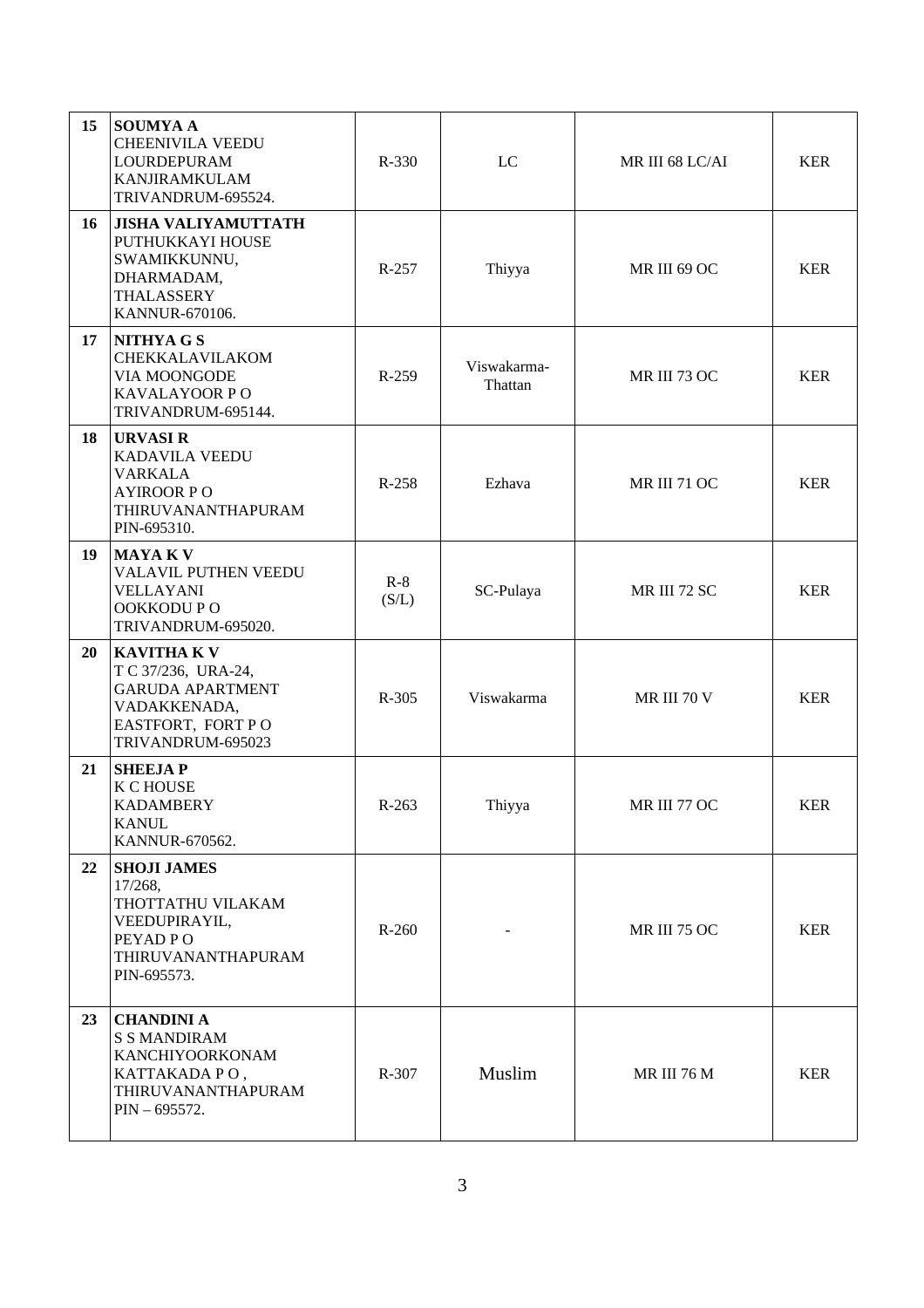| 15 | **SOUMYA A**<br>CHEENIVILA VEEDU<br>LOURDEPURAM<br>KANJIRAMKULAM<br>TRIVANDRUM-695524. | R-330 | LC | MR III 68 LC/AI | KER |
|---|---|---|---|---|---|
| 16 | **JISHA VALIYAMUTTATH**<br>PUTHUKKAYI HOUSE<br>SWAMIKKUNNU,<br>DHARMADAM,<br>THALASSERY<br>KANNUR-670106. | R-257 | Thiyya | MR III 69 OC | KER |
| 17 | **NITHYA G S**<br>CHEKKALAVILAKOM<br>VIA MOONGODE<br>KAVALAYOOR P O<br>TRIVANDRUM-695144. | R-259 | Viswakarma-Thattan | MR III 73 OC | KER |
| 18 | **URVASI R**<br>KADAVILA VEEDU<br>VARKALA<br>AYIROOR P O<br>THIRUVANANTHAPURAM<br>PIN-695310. | R-258 | Ezhava | MR III 71 OC | KER |
| 19 | **MAYA K V**<br>VALAVIL PUTHEN VEEDU<br>VELLAYANI<br>OOKKODU P O<br>TRIVANDRUM-695020. | R-8 (S/L) | SC-Pulaya | MR III 72 SC | KER |
| 20 | **KAVITHA K V**<br>T C 37/236, URA-24,<br>GARUDA APARTMENT<br>VADAKKENADA,<br>EASTFORT, FORT P O<br>TRIVANDRUM-695023 | R-305 | Viswakarma | MR III 70 V | KER |
| 21 | **SHEEJA P**<br>K C HOUSE<br>KADAMBERY<br>KANUL<br>KANNUR-670562. | R-263 | Thiyya | MR III 77 OC | KER |
| 22 | **SHOJI JAMES**<br>17/268,<br>THOTTATHU VILAKAM<br>VEEDUPIRAYIL,<br>PEYAD P O<br>THIRUVANANTHAPURAM<br>PIN-695573. | R-260 | - | MR III 75 OC | KER |
| 23 | **CHANDINI A**<br>S S MANDIRAM<br>KANCHIYOORKONAM<br>KATTAKADA P O ,<br>THIRUVANANTHAPURAM<br>PIN – 695572. | R-307 | Muslim | MR III 76 M | KER |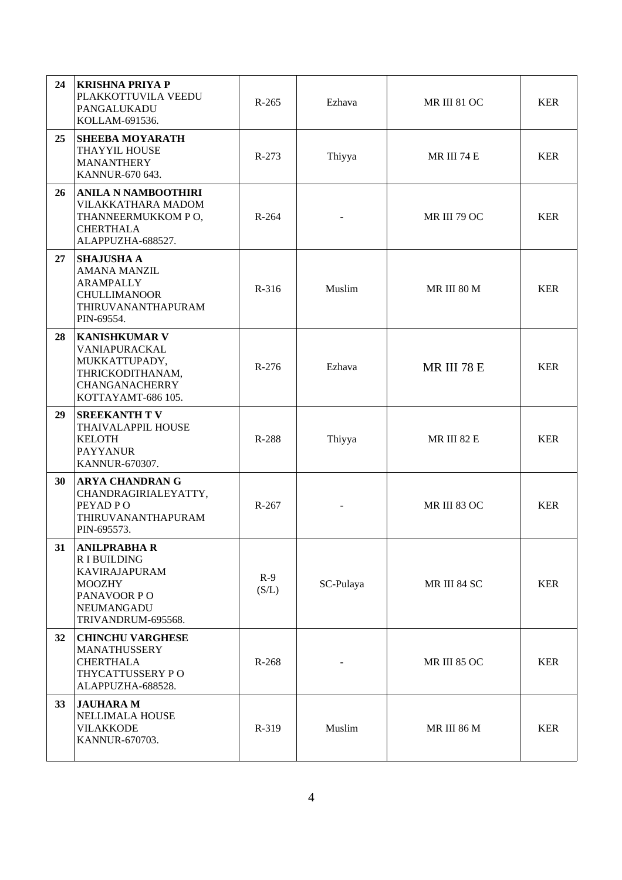| | | | | | |
|---|---|---|---|---|---|
| 24 | **KRISHNA PRIYA P**<br>PLAKKOTTUVILA VEEDU<br>PANGALUKADU<br>KOLLAM-691536. | R-265 | Ezhava | MR III 81 OC | KER |
| 25 | **SHEEBA MOYARATH**<br>THAYYIL HOUSE<br>MANANTHERY<br>KANNUR-670 643. | R-273 | Thiyya | MR III 74 E | KER |
| 26 | **ANILA N NAMBOOTHIRI**<br>VILAKKATHARA MADOM<br>THANNEERMUKKOM P O,<br>CHERTHALA<br>ALAPPUZHA-688527. | R-264 | - | MR III 79 OC | KER |
| 27 | **SHAJUSHA A**<br>AMANA MANZIL<br>ARAMPALLY<br>CHULLIMANOOR<br>THIRUVANANTHAPURAM<br>PIN-69554. | R-316 | Muslim | MR III 80 M | KER |
| 28 | **KANISHKUMAR V**<br>VANIAPURACKAL<br>MUKKATTUPADY,<br>THRICKODITHANAM,<br>CHANGANACHERRY<br>KOTTAYAMT-686 105. | R-276 | Ezhava | MR III 78 E | KER |
| 29 | **SREEKANTH T V**<br>THAIVALAPPIL HOUSE<br>KELOTH<br>PAYYANUR<br>KANNUR-670307. | R-288 | Thiyya | MR III 82 E | KER |
| 30 | **ARYA CHANDRAN G**<br>CHANDRAGIRIALEYATTY,<br>PEYAD P O<br>THIRUVANANTHAPURAM<br>PIN-695573. | R-267 | - | MR III 83 OC | KER |
| 31 | **ANILPRABHA R**<br>R I BUILDING<br>KAVIRAJAPURAM<br>MOOZHY<br>PANAVOOR P O<br>NEUMANGADU<br>TRIVANDRUM-695568. | R-9 (S/L) | SC-Pulaya | MR III 84 SC | KER |
| 32 | **CHINCHU VARGHESE**<br>MANATHUSSERY<br>CHERTHALA<br>THYCATTUSSERY P O<br>ALAPPUZHA-688528. | R-268 | - | MR III 85 OC | KER |
| 33 | **JAUHARA M**<br>NELLIMALA HOUSE<br>VILAKKODE<br>KANNUR-670703. | R-319 | Muslim | MR III 86 M | KER |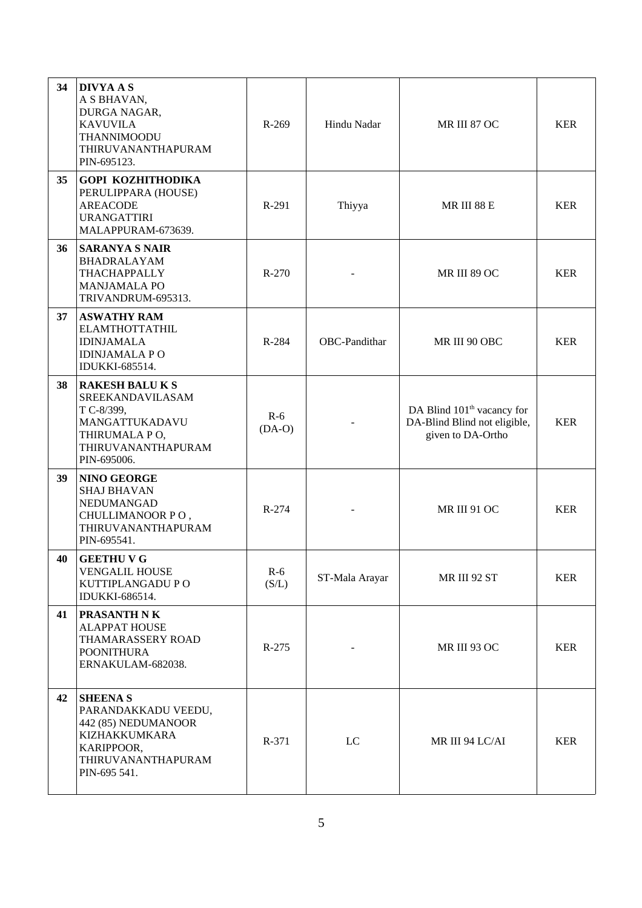| | | | | | |
|---|---|---|---|---|---|
| **34** | **DIVYA A S**<br>A S BHAVAN,<br>DURGA NAGAR,<br>KAVUVILA<br>THANNIMOODU<br>THIRUVANANTHAPURAM<br>PIN-695123. | R-269 | Hindu Nadar | MR III 87 OC | KER |
| **35** | **GOPI KOZHITHODIKA**<br>PERULIPPARA (HOUSE)<br>AREACODE<br>URANGATTIRI<br>MALAPPURAM-673639. | R-291 | Thiyya | MR III 88 E | KER |
| **36** | **SARANYA S NAIR**<br>BHADRALAYAM<br>THACHAPPALLY<br>MANJAMALA PO<br>TRIVANDRUM-695313. | R-270 | - | MR III 89 OC | KER |
| **37** | **ASWATHY RAM**<br>ELAMTHOTTATHIL<br>IDINJAMALA<br>IDINJAMALA P O<br>IDUKKI-685514. | R-284 | OBC-Pandithar | MR III 90 OBC | KER |
| **38** | **RAKESH BALU K S**<br>SREEKANDAVILASAM<br>T C-8/399,<br>MANGATTUKADAVU<br>THIRUMALA P O,<br>THIRUVANANTHAPURAM<br>PIN-695006. | R-6<br>(DA-O) | - | DA Blind 101th vacancy for DA-Blind Blind not eligible, given to DA-Ortho | KER |
| **39** | **NINO GEORGE**<br>SHAJ BHAVAN<br>NEDUMANGAD<br>CHULLIMANOOR P O ,<br>THIRUVANANTHAPURAM<br>PIN-695541. | R-274 | - | MR III 91 OC | KER |
| **40** | **GEETHU V G**<br>VENGALIL HOUSE<br>KUTTIPLANGADU P O<br>IDUKKI-686514. | R-6<br>(S/L) | ST-Mala Arayar | MR III 92 ST | KER |
| **41** | **PRASANTH N K**<br>ALAPPAT HOUSE<br>THAMARASSERY ROAD<br>POONITHURA<br>ERNAKULAM-682038. | R-275 | - | MR III 93 OC | KER |
| **42** | **SHEENA S**<br>PARANDAKKADU VEEDU,<br>442 (85) NEDUMANOOR<br>KIZHAKKUMKARA<br>KARIPPOOR,<br>THIRUVANANTHAPURAM<br>PIN-695 541. | R-371 | LC | MR III 94 LC/AI | KER |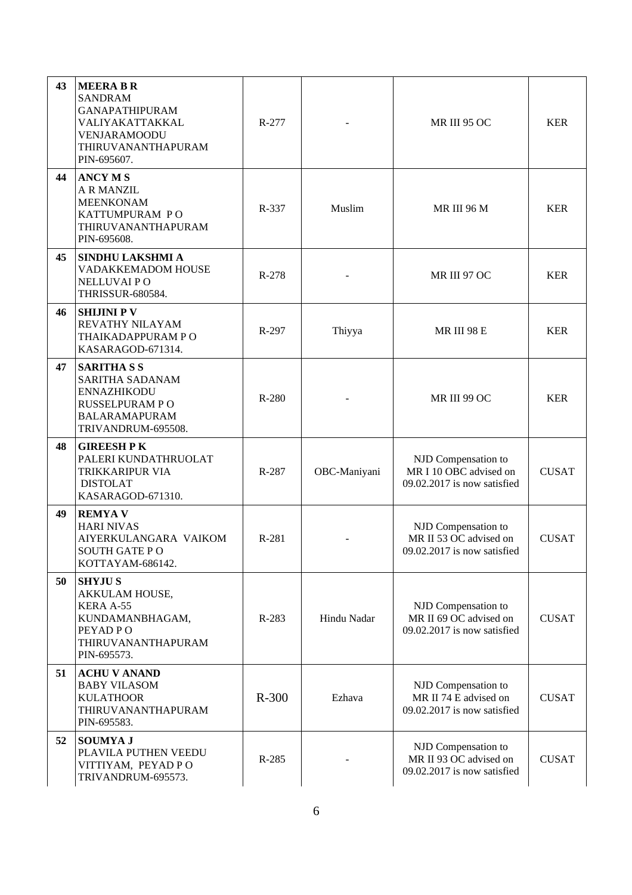| 43 | **MEERA B R**<br>SANDRAM<br>GANAPATHIPURAM<br>VALIYAKATTAKKAL<br>VENJARAMOODU<br>THIRUVANANTHAPURAM<br>PIN-695607. | R-277 | - | MR III 95 OC | KER |
|---|---|---|---|---|---|
| 44 | **ANCY M S**<br>A R MANZIL<br>MEENKONAM<br>KATTUMPURAM P O<br>THIRUVANANTHAPURAM<br>PIN-695608. | R-337 | Muslim | MR III 96 M | KER |
| 45 | **SINDHU LAKSHMI A**<br>VADAKKEMADOM HOUSE<br>NELLUVAI P O<br>THRISSUR-680584. | R-278 | - | MR III 97 OC | KER |
| 46 | **SHIJINI P V**<br>REVATHY NILAYAM<br>THAIKADAPPURAM P O<br>KASARAGOD-671314. | R-297 | Thiyya | MR III 98 E | KER |
| 47 | **SARITHA S S**<br>SARITHA SADANAM<br>ENNAZHIKODU<br>RUSSELPURAM P O<br>BALARAMAPURAM<br>TRIVANDRUM-695508. | R-280 | - | MR III 99 OC | KER |
| 48 | **GIREESH P K**<br>PALERI KUNDATHRUOLAT<br>TRIKKARIPUR VIA<br>DISTOLAT<br>KASARAGOD-671310. | R-287 | OBC-Maniyani | NJD Compensation to MR I 10 OBC advised on 09.02.2017 is now satisfied | CUSAT |
| 49 | **REMYA V**<br>HARI NIVAS<br>AIYERKULANGARA VAIKOM<br>SOUTH GATE P O<br>KOTTAYAM-686142. | R-281 | - | NJD Compensation to MR II 53 OC advised on 09.02.2017 is now satisfied | CUSAT |
| 50 | **SHYJU S**<br>AKKULAM HOUSE,<br>KERA A-55<br>KUNDAMANBHAGAM,<br>PEYAD P O<br>THIRUVANANTHAPURAM<br>PIN-695573. | R-283 | Hindu Nadar | NJD Compensation to MR II 69 OC advised on 09.02.2017 is now satisfied | CUSAT |
| 51 | **ACHU V ANAND**<br>BABY VILASOM<br>KULATHOOR<br>THIRUVANANTHAPURAM<br>PIN-695583. | R-300 | Ezhava | NJD Compensation to MR II 74 E advised on 09.02.2017 is now satisfied | CUSAT |
| 52 | **SOUMYA J**<br>PLAVILA PUTHEN VEEDU<br>VITTIYAM, PEYAD P O<br>TRIVANDRUM-695573. | R-285 | - | NJD Compensation to MR II 93 OC advised on 09.02.2017 is now satisfied | CUSAT |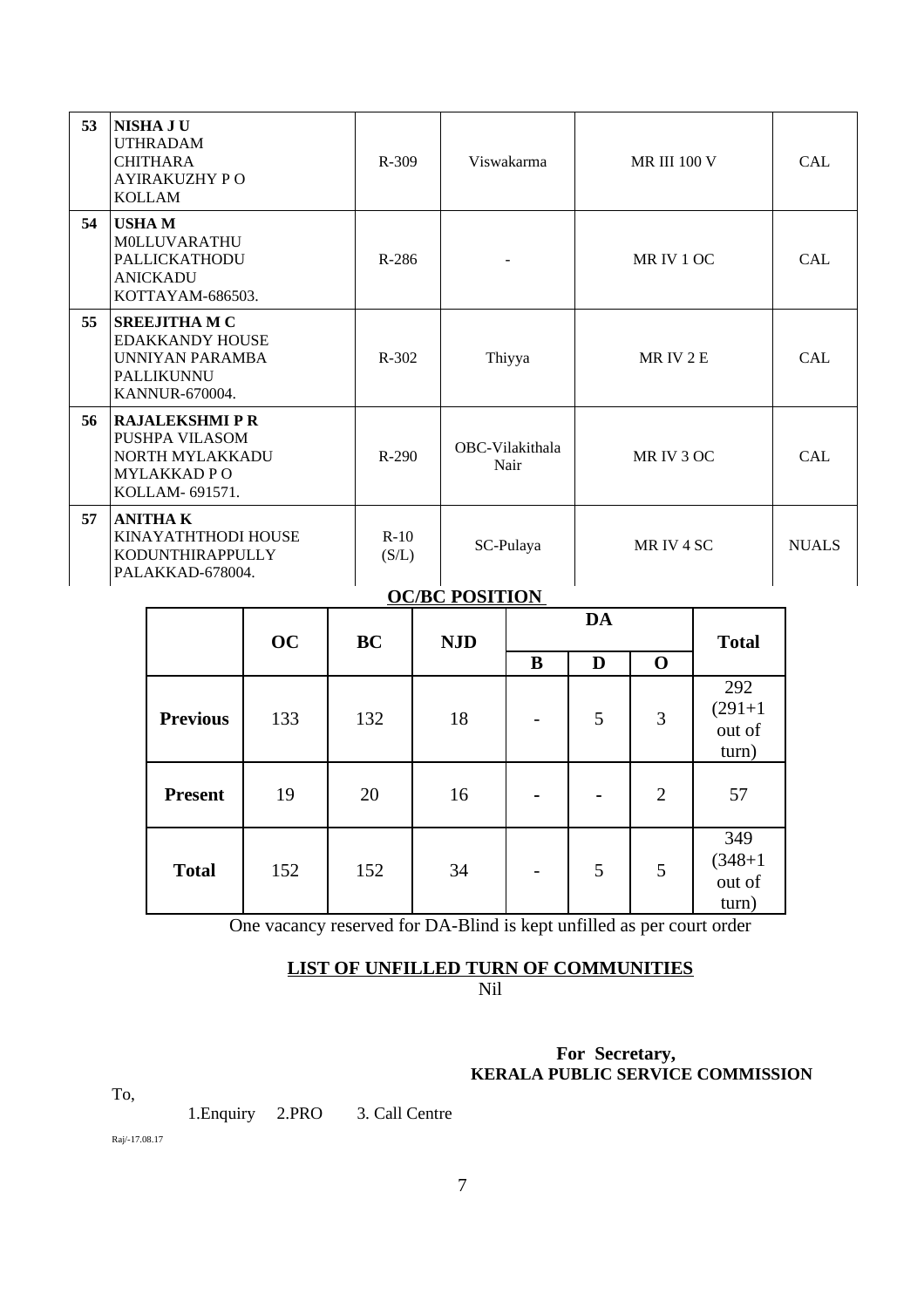| | | | | | |
|---|---|---|---|---|---|
| 53 | **NISHA J U**<br>UTHRADAM<br>CHITHARA<br>AYIRAKUZHY P O<br>KOLLAM | R-309 | Viswakarma | MR III 100 V | CAL |
| 54 | **USHA M**<br>M0LLUVARATHU<br>PALLICKATHODU<br>ANICKADU<br>KOTTAYAM-686503. | R-286 | - | MR IV 1 OC | CAL |
| 55 | **SREEJITHA M C**<br>EDAKKANDY HOUSE<br>UNNIYAN PARAMBA<br>PALLIKUNNU<br>KANNUR-670004. | R-302 | Thiyya | MR IV 2 E | CAL |
| 56 | **RAJALEKSHMI P R**<br>PUSHPA VILASOM<br>NORTH MYLAKKADU<br>MYLAKKAD P O<br>KOLLAM- 691571. | R-290 | OBC-Vilakithala Nair | MR IV 3 OC | CAL |
| 57 | **ANITHA K**<br>KINAYATHTHODI HOUSE<br>KODUNTHIRAPPULLY<br>PALAKKAD-678004. | R-10 (S/L) | SC-Pulaya | MR IV 4 SC | NUALS |

## OC/BC POSITION

| | OC | BC | NJD | DA | | | Total |
|---|---|---|---|---|---|---|---|
| | | | | B | D | O | |
| **Previous** | 133 | 132 | 18 | - | 5 | 3 | 292 (291+1 out of turn) |
| **Present** | 19 | 20 | 16 | - | - | 2 | 57 |
| **Total** | 152 | 152 | 34 | - | 5 | 5 | 349 (348+1 out of turn) |

One vacancy reserved for DA-Blind is kept unfilled as per court order

## LIST OF UNFILLED TURN OF COMMUNITIES

Nil

**For Secretary,**
**KERALA PUBLIC SERVICE COMMISSION**

To,

1.Enquiry 2.PRO 3. Call Centre

Raj/-17.08.17